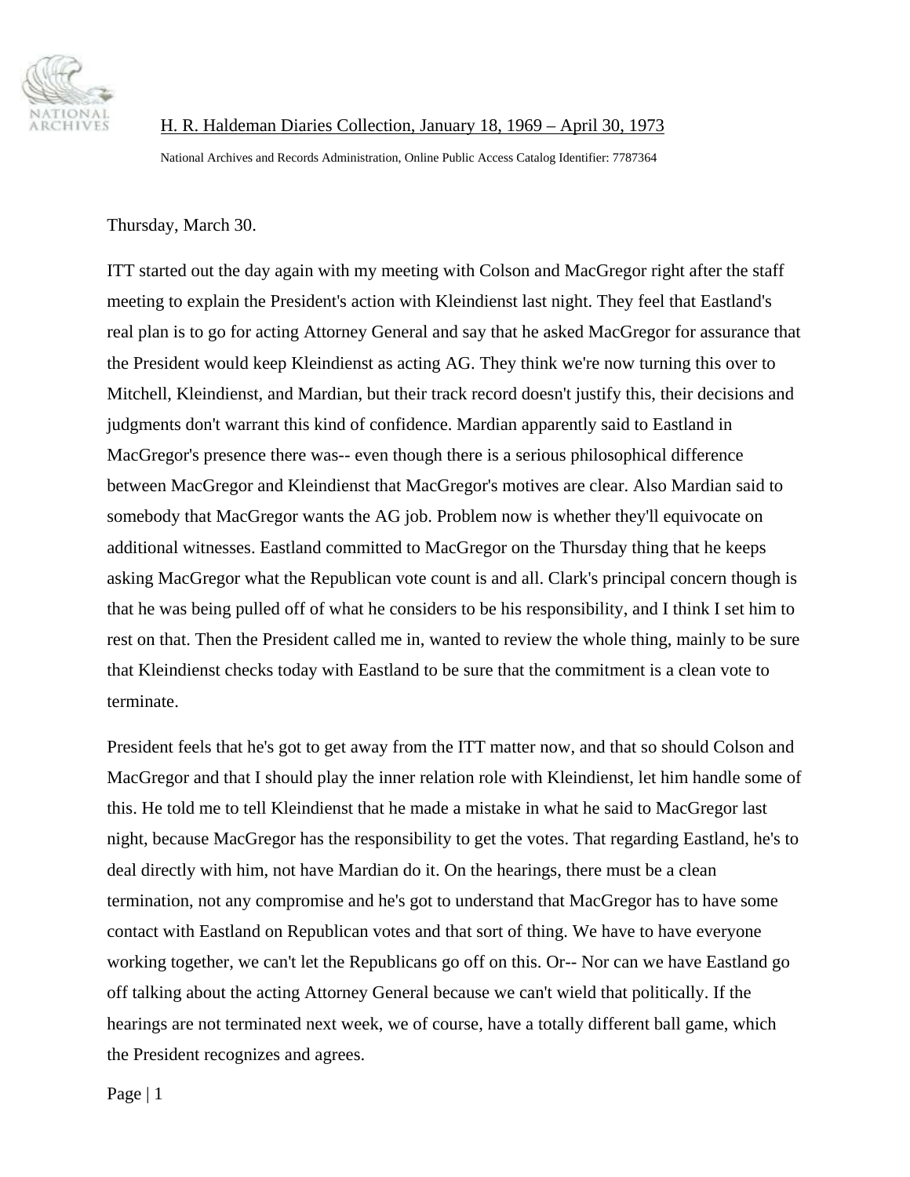H. R. Haldeman Diaries Collection, January 18, 1969 – April 30, 1973

National Archives and Records Administration, Online Public Access Catalog Identifier: 7787364

Thursday, March 30.

ITT started out the day again with my meeting with Colson and MacGregor right after the staff meeting to explain the President's action with Kleindienst last night. They feel that Eastland's real plan is to go for acting Attorney General and say that he asked MacGregor for assurance that the President would keep Kleindienst as acting AG. They think we're now turning this over to Mitchell, Kleindienst, and Mardian, but their track record doesn't justify this, their decisions and judgments don't warrant this kind of confidence. Mardian apparently said to Eastland in MacGregor's presence there was-- even though there is a serious philosophical difference between MacGregor and Kleindienst that MacGregor's motives are clear. Also Mardian said to somebody that MacGregor wants the AG job. Problem now is whether they'll equivocate on additional witnesses. Eastland committed to MacGregor on the Thursday thing that he keeps asking MacGregor what the Republican vote count is and all. Clark's principal concern though is that he was being pulled off of what he considers to be his responsibility, and I think I set him to rest on that. Then the President called me in, wanted to review the whole thing, mainly to be sure that Kleindienst checks today with Eastland to be sure that the commitment is a clean vote to terminate.

President feels that he's got to get away from the ITT matter now, and that so should Colson and MacGregor and that I should play the inner relation role with Kleindienst, let him handle some of this. He told me to tell Kleindienst that he made a mistake in what he said to MacGregor last night, because MacGregor has the responsibility to get the votes. That regarding Eastland, he's to deal directly with him, not have Mardian do it. On the hearings, there must be a clean termination, not any compromise and he's got to understand that MacGregor has to have some contact with Eastland on Republican votes and that sort of thing. We have to have everyone working together, we can't let the Republicans go off on this. Or-- Nor can we have Eastland go off talking about the acting Attorney General because we can't wield that politically. If the hearings are not terminated next week, we of course, have a totally different ball game, which the President recognizes and agrees.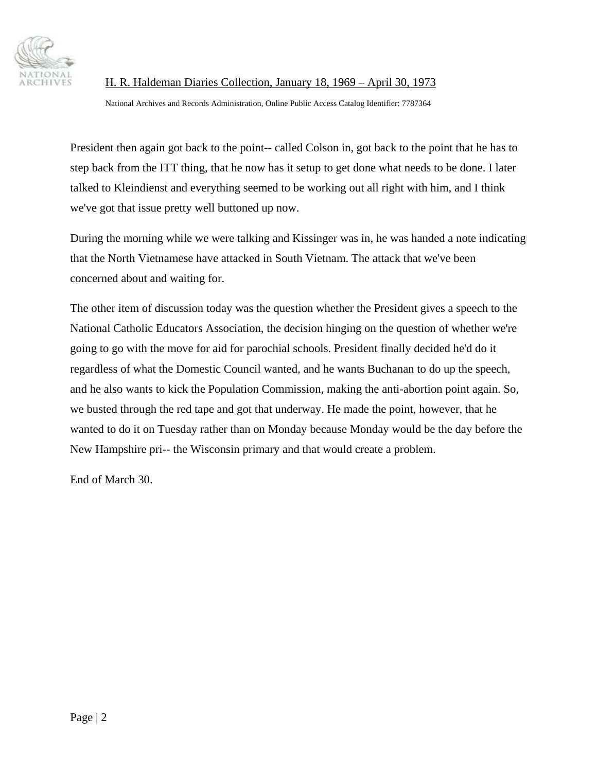President then again got back to the point-- called Colson in, got back to the point that he has to step back from the ITT thing, that he now has it setup to get done what needs to be done. I later talked to Kleindienst and everything seemed to be working out all right with him, and I think we've got that issue pretty well buttoned up now.

During the morning while we were talking and Kissinger was in, he was handed a note indicating that the North Vietnamese have attacked in South Vietnam. The attack that we've been concerned about and waiting for.

The other item of discussion today was the question whether the President gives a speech to the National Catholic Educators Association, the decision hinging on the question of whether we're going to go with the move for aid for parochial schools. President finally decided he'd do it regardless of what the Domestic Council wanted, and he wants Buchanan to do up the speech, and he also wants to kick the Population Commission, making the anti-abortion point again. So, we busted through the red tape and got that underway. He made the point, however, that he wanted to do it on Tuesday rather than on Monday because Monday would be the day before the New Hampshire pri-- the Wisconsin primary and that would create a problem.

End of March 30.